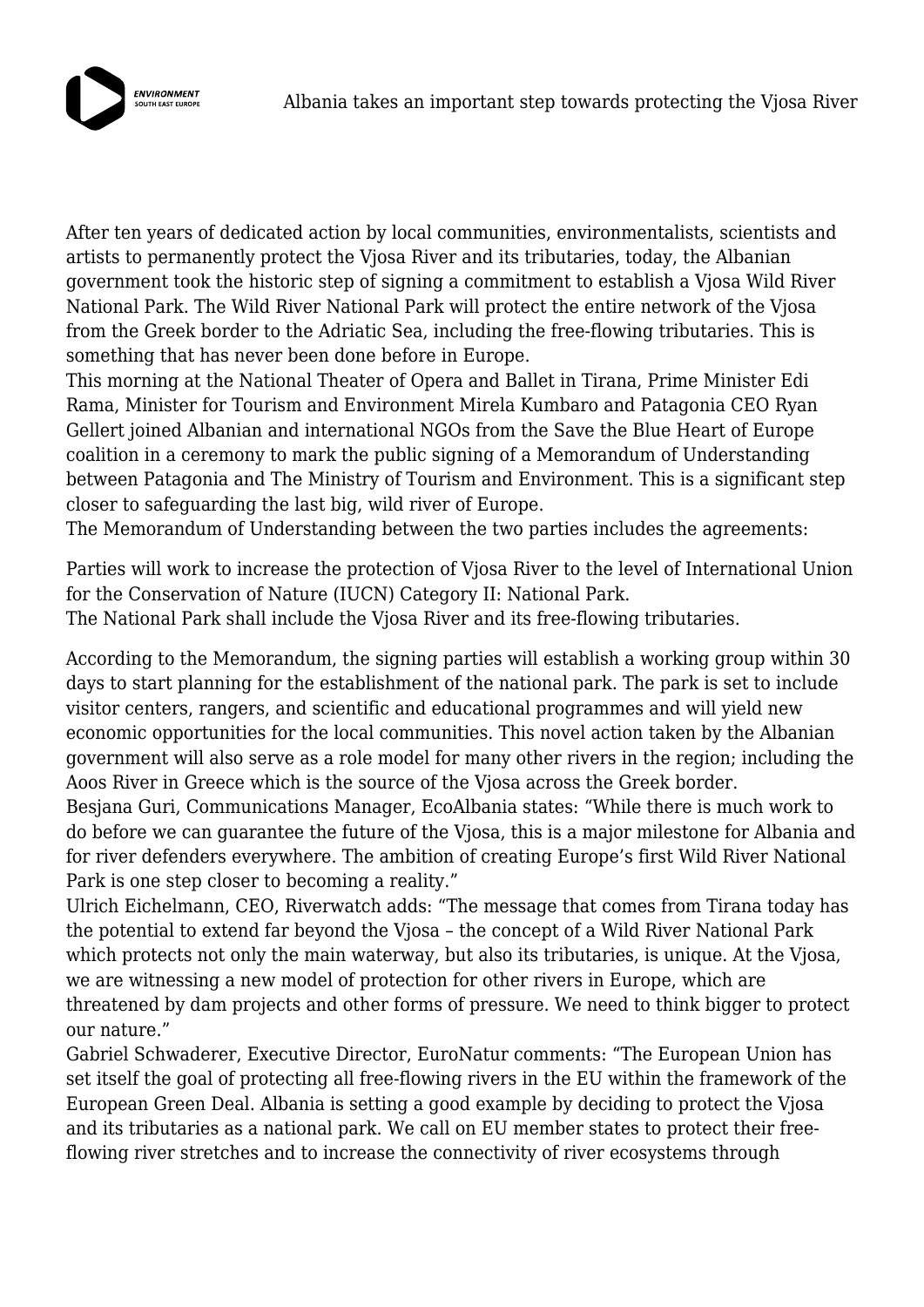After ten years of dedicated action by local communities, environmentalists, scientists and artists to permanently protect the Vjosa River and its tributaries, today, the Albanian government took the historic step of signing a commitment to establish a Vjosa Wild River National Park. The Wild River National Park will protect the entire network of the Vjosa from the Greek border to the Adriatic Sea, including the free-flowing tributaries. This is something that has never been done before in Europe.

This morning at the National Theater of Opera and Ballet in Tirana, Prime Minister Edi Rama, Minister for Tourism and Environment Mirela Kumbaro and Patagonia CEO Ryan Gellert joined Albanian and international NGOs from the Save the Blue Heart of Europe coalition in a ceremony to mark the public signing of a Memorandum of Understanding between Patagonia and The Ministry of Tourism and Environment. This is a significant step closer to safeguarding the last big, wild river of Europe.

The Memorandum of Understanding between the two parties includes the agreements:

Parties will work to increase the protection of Vjosa River to the level of International Union for the Conservation of Nature (IUCN) Category II: National Park.

The National Park shall include the Vjosa River and its free-flowing tributaries.

According to the Memorandum, the signing parties will establish a working group within 30 days to start planning for the establishment of the national park. The park is set to include visitor centers, rangers, and scientific and educational programmes and will yield new economic opportunities for the local communities. This novel action taken by the Albanian government will also serve as a role model for many other rivers in the region; including the Aoos River in Greece which is the source of the Vjosa across the Greek border.

Besjana Guri, Communications Manager, EcoAlbania states: "While there is much work to do before we can guarantee the future of the Vjosa, this is a major milestone for Albania and for river defenders everywhere. The ambition of creating Europe's first Wild River National Park is one step closer to becoming a reality."

Ulrich Eichelmann, CEO, Riverwatch adds: "The message that comes from Tirana today has the potential to extend far beyond the Vjosa – the concept of a Wild River National Park which protects not only the main waterway, but also its tributaries, is unique. At the Vjosa, we are witnessing a new model of protection for other rivers in Europe, which are threatened by dam projects and other forms of pressure. We need to think bigger to protect our nature."

Gabriel Schwaderer, Executive Director, EuroNatur comments: "The European Union has set itself the goal of protecting all free-flowing rivers in the EU within the framework of the European Green Deal. Albania is setting a good example by deciding to protect the Vjosa and its tributaries as a national park. We call on EU member states to protect their free-flowing river stretches and to increase the connectivity of river ecosystems through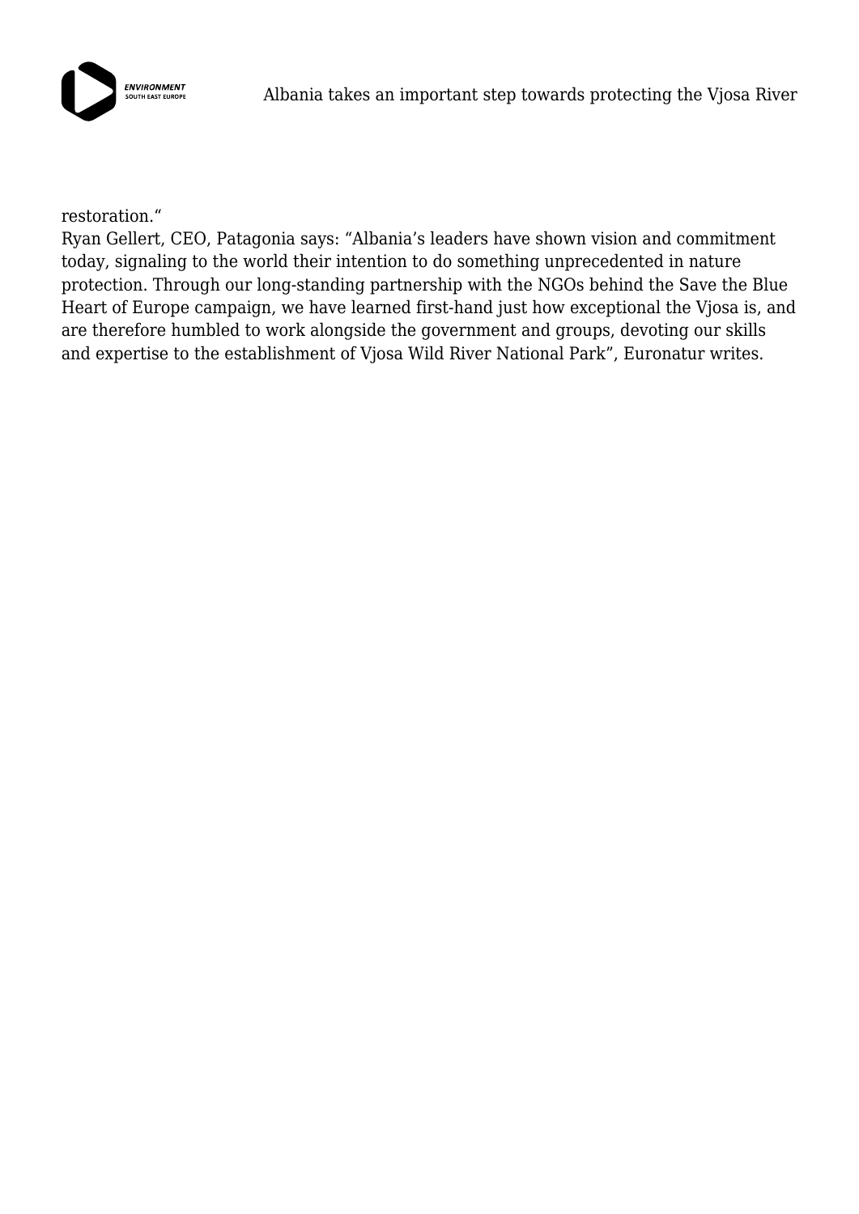restoration."

Ryan Gellert, CEO, Patagonia says: "Albania's leaders have shown vision and commitment today, signaling to the world their intention to do something unprecedented in nature protection. Through our long-standing partnership with the NGOs behind the Save the Blue Heart of Europe campaign, we have learned first-hand just how exceptional the Vjosa is, and are therefore humbled to work alongside the government and groups, devoting our skills and expertise to the establishment of Vjosa Wild River National Park", Euronatur writes.